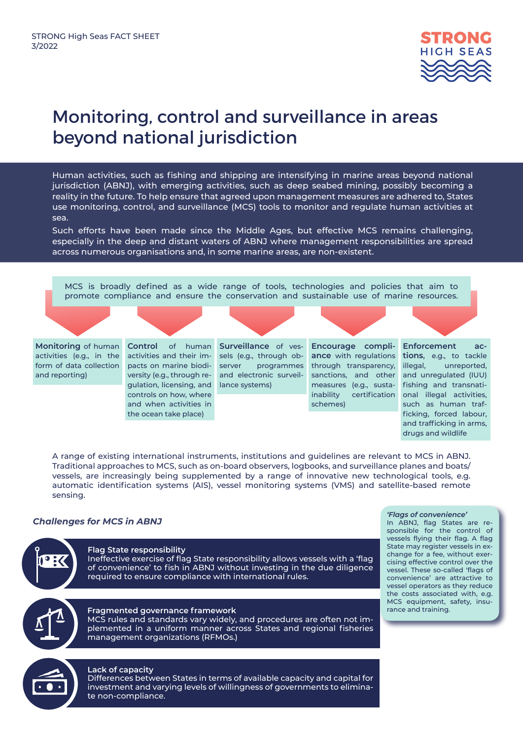STRONG High Seas FACT SHEET
3/2022

# Monitoring, control and surveillance in areas beyond national jurisdiction

Human activities, such as fishing and shipping are intensifying in marine areas beyond national jurisdiction (ABNJ), with emerging activities, such as deep seabed mining, possibly becoming a reality in the future. To help ensure that agreed upon management measures are adhered to, States use monitoring, control, and surveillance (MCS) tools to monitor and regulate human activities at sea.

Such efforts have been made since the Middle Ages, but effective MCS remains challenging, especially in the deep and distant waters of ABNJ where management responsibilities are spread across numerous organisations and, in some marine areas, are non-existent.

MCS is broadly defined as a wide range of tools, technologies and policies that aim to promote compliance and ensure the conservation and sustainable use of marine resources.

- **Monitoring** of human activities (e.g., in the form of data collection and reporting)
- **Control** of human activities and their impacts on marine biodiversity (e.g., through regulation, licensing, and controls on how, where and when activities in the ocean take place)
- **Surveillance** of vessels (e.g., through observer programmes and electronic surveillance systems)
- **Encourage compliance** with regulations through transparency, sanctions, and other measures (e.g., sustainability certification schemes)
- **Enforcement actions**, e.g., to tackle illegal, unreported, and unregulated (IUU) fishing and transnational illegal activities, such as human trafficking, forced labour, and trafficking in arms, drugs and wildlife

A range of existing international instruments, institutions and guidelines are relevant to MCS in ABNJ. Traditional approaches to MCS, such as on-board observers, logbooks, and surveillance planes and boats/vessels, are increasingly being supplemented by a range of innovative new technological tools, e.g. automatic identification systems (AIS), vessel monitoring systems (VMS) and satellite-based remote sensing.

## *Challenges for MCS in ABNJ*

**Flag State responsibility**
Ineffective exercise of flag State responsibility allows vessels with a 'flag of convenience' to fish in ABNJ without investing in the due diligence required to ensure compliance with international rules.

**Fragmented governance framework**
MCS rules and standards vary widely, and procedures are often not implemented in a uniform manner across States and regional fisheries management organizations (RFMOs.)

**Lack of capacity**
Differences between States in terms of available capacity and capital for investment and varying levels of willingness of governments to eliminate non-compliance.

***'Flags of convenience'***
In ABNJ, flag States are responsible for the control of vessels flying their flag. A flag State may register vessels in exchange for a fee, without exercising effective control over the vessel. These so-called 'flags of convenience' are attractive to vessel operators as they reduce the costs associated with, e.g. MCS equipment, safety, insurance and training.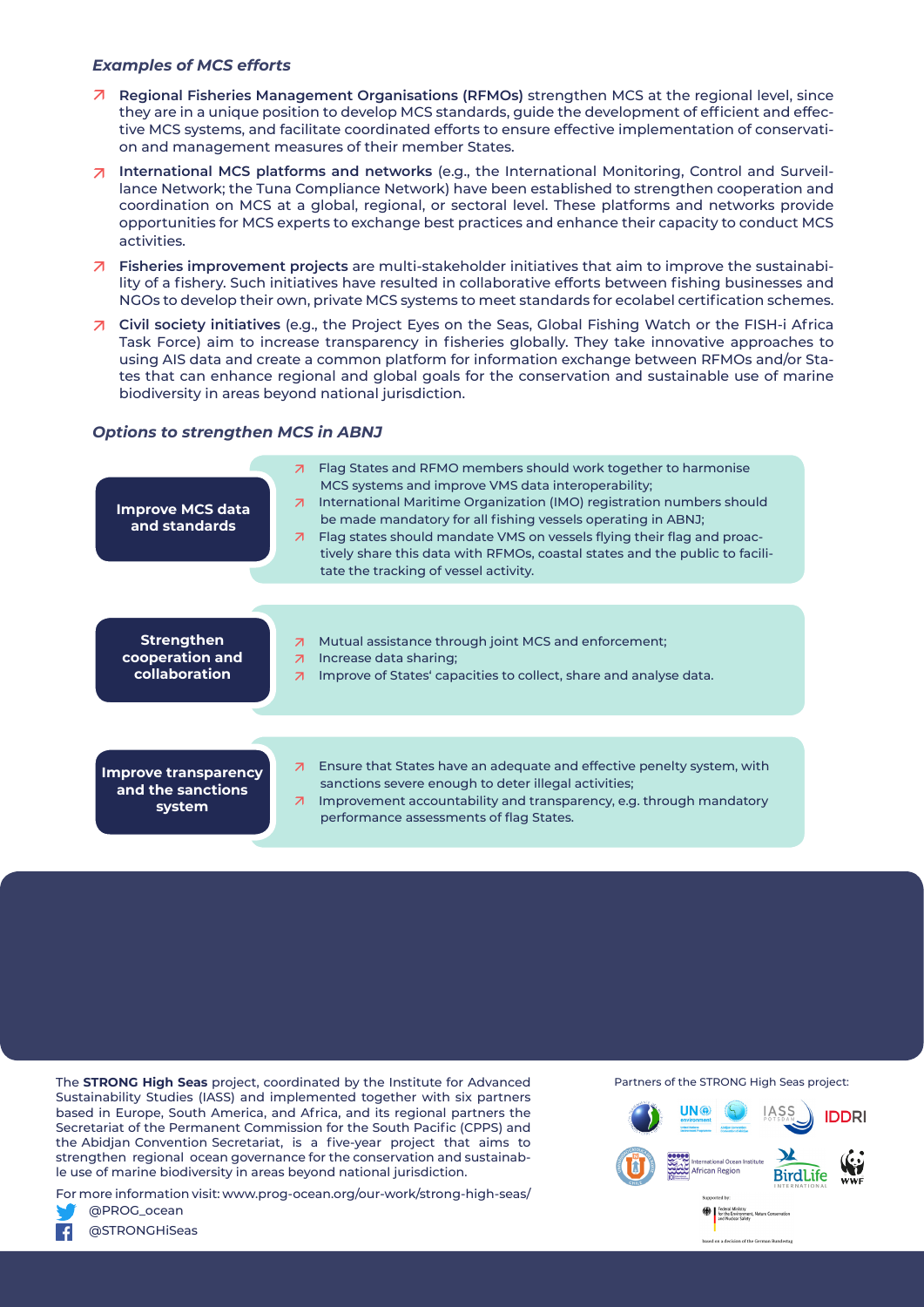### *Examples of MCS efforts*

- **Regional Fisheries Management Organisations (RFMOs)** strengthen MCS at the regional level, since they are in a unique position to develop MCS standards, guide the development of efficient and effective MCS systems, and facilitate coordinated efforts to ensure effective implementation of conservation and management measures of their member States.
- **International MCS platforms and networks** (e.g., the International Monitoring, Control and Surveillance Network; the Tuna Compliance Network) have been established to strengthen cooperation and coordination on MCS at a global, regional, or sectoral level. These platforms and networks provide opportunities for MCS experts to exchange best practices and enhance their capacity to conduct MCS activities.
- **Fisheries improvement projects** are multi-stakeholder initiatives that aim to improve the sustainability of a fishery. Such initiatives have resulted in collaborative efforts between fishing businesses and NGOs to develop their own, private MCS systems to meet standards for ecolabel certification schemes.
- **Civil society initiatives** (e.g., the Project Eyes on the Seas, Global Fishing Watch or the FISH-i Africa Task Force) aim to increase transparency in fisheries globally. They take innovative approaches to using AIS data and create a common platform for information exchange between RFMOs and/or States that can enhance regional and global goals for the conservation and sustainable use of marine biodiversity in areas beyond national jurisdiction.

### *Options to strengthen MCS in ABNJ*

**Improve MCS data and standards**

- Flag States and RFMO members should work together to harmonise MCS systems and improve VMS data interoperability;
- International Maritime Organization (IMO) registration numbers should be made mandatory for all fishing vessels operating in ABNJ;
- Flag states should mandate VMS on vessels flying their flag and proactively share this data with RFMOs, coastal states and the public to facilitate the tracking of vessel activity.

**Strengthen cooperation and collaboration**

- Mutual assistance through joint MCS and enforcement;
- Increase data sharing;
- Improve of States' capacities to collect, share and analyse data.

**Improve transparency and the sanctions system**

- Ensure that States have an adequate and effective penelty system, with sanctions severe enough to deter illegal activities;
- Improvement accountability and transparency, e.g. through mandatory performance assessments of flag States.

The **STRONG High Seas** project, coordinated by the Institute for Advanced Sustainability Studies (IASS) and implemented together with six partners based in Europe, South America, and Africa, and its regional partners the Secretariat of the Permanent Commission for the South Pacific (CPPS) and the Abidjan Convention Secretariat, is a five-year project that aims to strengthen regional ocean governance for the conservation and sustainable use of marine biodiversity in areas beyond national jurisdiction.

For more information visit: www.prog-ocean.org/our-work/strong-high-seas/

@PROG_ocean

@STRONGHiSeas

Partners of the STRONG High Seas project:

UN environment
IASS POTSDAM
IDDRI
International Ocean Institute African Region
BirdLife INTERNATIONAL
WWF

Supported by:
Federal Ministry for the Environment, Nature Conservation and Nuclear Safety

based on a decision of the German Bundestag